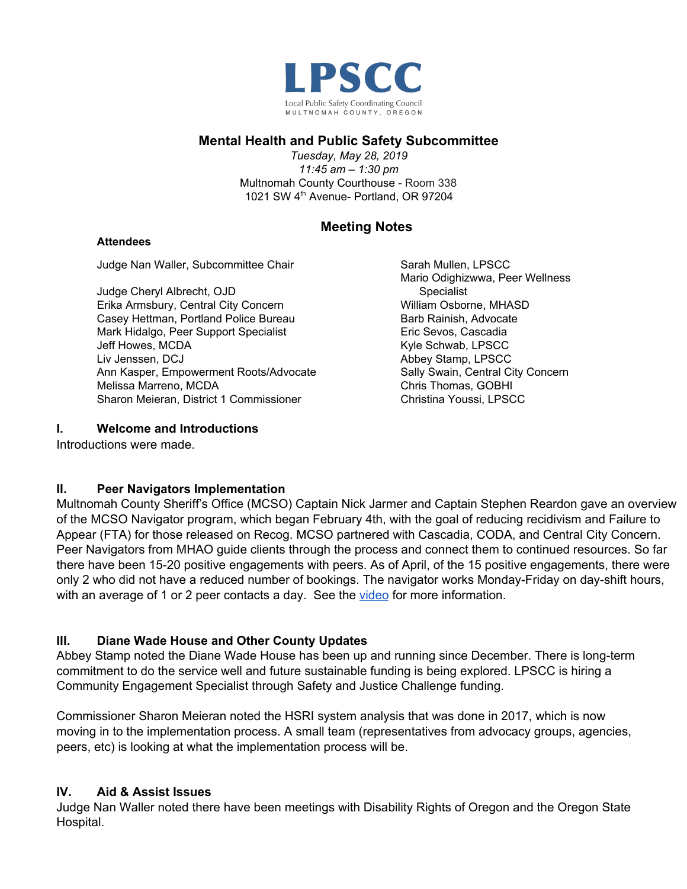LPSCC

Local Public Safety Coordinating Council
MULTNOMAH COUNTY, OREGON

# Mental Health and Public Safety Subcommittee

*Tuesday, May 28, 2019*
*11:45 am – 1:30 pm*
Multnomah County Courthouse - Room 338
1021 SW 4th Avenue- Portland, OR 97204

## Meeting Notes

**Attendees**

Judge Nan Waller, Subcommittee Chair

Judge Cheryl Albrecht, OJD
Erika Armsbury, Central City Concern
Casey Hettman, Portland Police Bureau
Mark Hidalgo, Peer Support Specialist
Jeff Howes, MCDA
Liv Jenssen, DCJ
Ann Kasper, Empowerment Roots/Advocate
Melissa Marreno, MCDA
Sharon Meieran, District 1 Commissioner
Sarah Mullen, LPSCC
Mario Odighizwwa, Peer Wellness Specialist
William Osborne, MHASD
Barb Rainish, Advocate
Eric Sevos, Cascadia
Kyle Schwab, LPSCC
Abbey Stamp, LPSCC
Sally Swain, Central City Concern
Chris Thomas, GOBHI
Christina Youssi, LPSCC

### I. Welcome and Introductions

Introductions were made.

### II. Peer Navigators Implementation

Multnomah County Sheriff's Office (MCSO) Captain Nick Jarmer and Captain Stephen Reardon gave an overview of the MCSO Navigator program, which began February 4th, with the goal of reducing recidivism and Failure to Appear (FTA) for those released on Recog. MCSO partnered with Cascadia, CODA, and Central City Concern. Peer Navigators from MHAO guide clients through the process and connect them to continued resources. So far there have been 15-20 positive engagements with peers. As of April, of the 15 positive engagements, there were only 2 who did not have a reduced number of bookings. The navigator works Monday-Friday on day-shift hours, with an average of 1 or 2 peer contacts a day. See the video for more information.

### III. Diane Wade House and Other County Updates

Abbey Stamp noted the Diane Wade House has been up and running since December. There is long-term commitment to do the service well and future sustainable funding is being explored. LPSCC is hiring a Community Engagement Specialist through Safety and Justice Challenge funding.

Commissioner Sharon Meieran noted the HSRI system analysis that was done in 2017, which is now moving in to the implementation process. A small team (representatives from advocacy groups, agencies, peers, etc) is looking at what the implementation process will be.

### IV. Aid & Assist Issues

Judge Nan Waller noted there have been meetings with Disability Rights of Oregon and the Oregon State Hospital.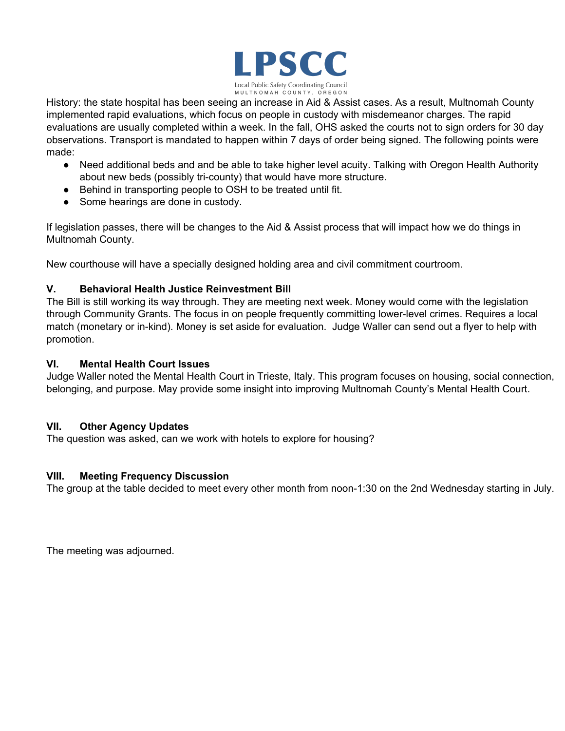History: the state hospital has been seeing an increase in Aid & Assist cases. As a result, Multnomah County implemented rapid evaluations, which focus on people in custody with misdemeanor charges. The rapid evaluations are usually completed within a week. In the fall, OHS asked the courts not to sign orders for 30 day observations. Transport is mandated to happen within 7 days of order being signed. The following points were made:

- Need additional beds and and be able to take higher level acuity. Talking with Oregon Health Authority about new beds (possibly tri-county) that would have more structure.
- Behind in transporting people to OSH to be treated until fit.
- Some hearings are done in custody.

If legislation passes, there will be changes to the Aid & Assist process that will impact how we do things in Multnomah County.

New courthouse will have a specially designed holding area and civil commitment courtroom.

### V. Behavioral Health Justice Reinvestment Bill

The Bill is still working its way through. They are meeting next week. Money would come with the legislation through Community Grants. The focus in on people frequently committing lower-level crimes. Requires a local match (monetary or in-kind). Money is set aside for evaluation. Judge Waller can send out a flyer to help with promotion.

### VI. Mental Health Court Issues

Judge Waller noted the Mental Health Court in Trieste, Italy. This program focuses on housing, social connection, belonging, and purpose. May provide some insight into improving Multnomah County's Mental Health Court.

### VII. Other Agency Updates

The question was asked, can we work with hotels to explore for housing?

### VIII. Meeting Frequency Discussion

The group at the table decided to meet every other month from noon-1:30 on the 2nd Wednesday starting in July.

The meeting was adjourned.